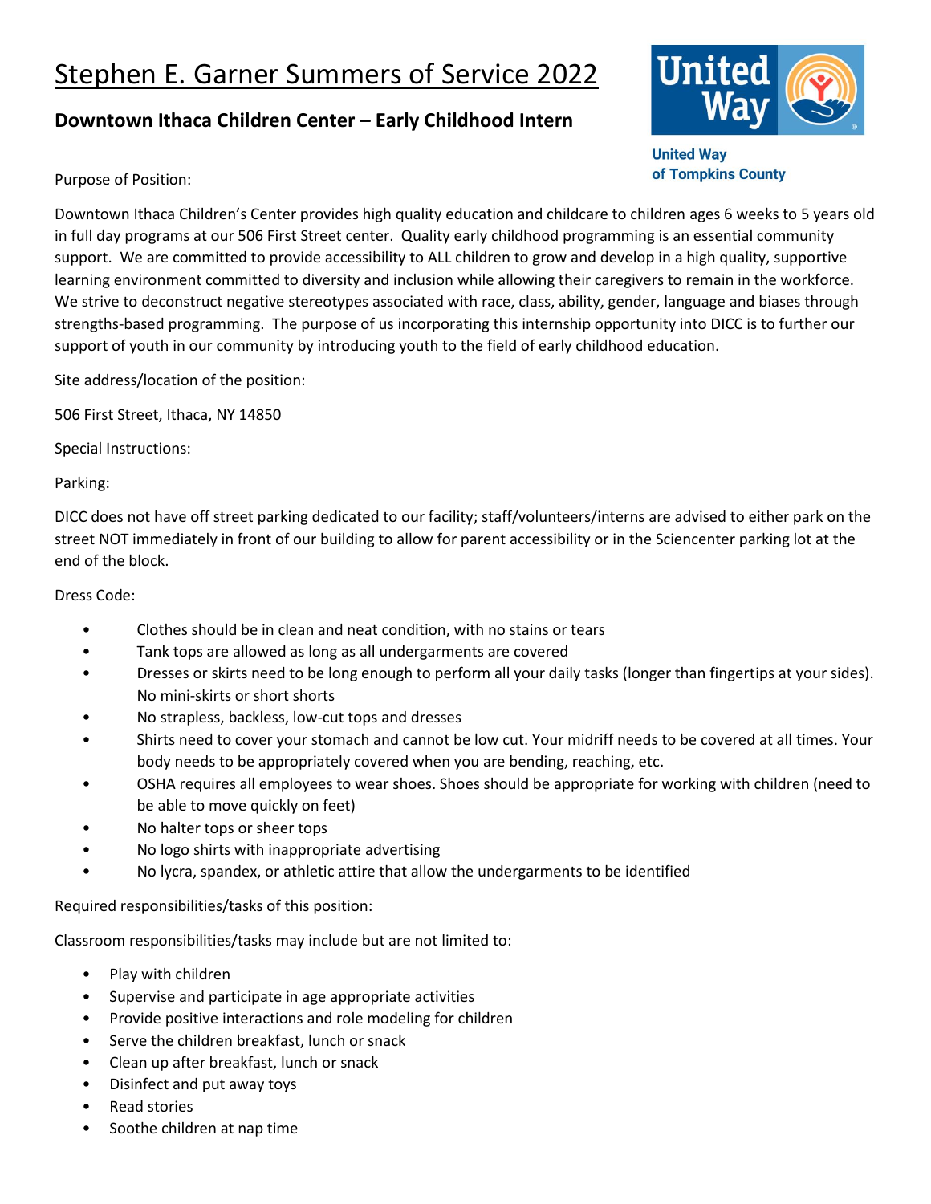# Stephen E. Garner Summers of Service 2022

## Downtown Ithaca Children Center – Early Childhood Intern

United Way of Tompkins County

Purpose of Position:

Downtown Ithaca Children's Center provides high quality education and childcare to children ages 6 weeks to 5 years old in full day programs at our 506 First Street center. Quality early childhood programming is an essential community support. We are committed to provide accessibility to ALL children to grow and develop in a high quality, supportive learning environment committed to diversity and inclusion while allowing their caregivers to remain in the workforce. We strive to deconstruct negative stereotypes associated with race, class, ability, gender, language and biases through strengths-based programming. The purpose of us incorporating this internship opportunity into DICC is to further our support of youth in our community by introducing youth to the field of early childhood education.

Site address/location of the position:

506 First Street, Ithaca, NY 14850

Special Instructions:

Parking:

DICC does not have off street parking dedicated to our facility; staff/volunteers/interns are advised to either park on the street NOT immediately in front of our building to allow for parent accessibility or in the Sciencenter parking lot at the end of the block.

Dress Code:

- Clothes should be in clean and neat condition, with no stains or tears
- Tank tops are allowed as long as all undergarments are covered
- Dresses or skirts need to be long enough to perform all your daily tasks (longer than fingertips at your sides). No mini-skirts or short shorts
- No strapless, backless, low-cut tops and dresses
- Shirts need to cover your stomach and cannot be low cut. Your midriff needs to be covered at all times. Your body needs to be appropriately covered when you are bending, reaching, etc.
- OSHA requires all employees to wear shoes. Shoes should be appropriate for working with children (need to be able to move quickly on feet)
- No halter tops or sheer tops
- No logo shirts with inappropriate advertising
- No lycra, spandex, or athletic attire that allow the undergarments to be identified

Required responsibilities/tasks of this position:

Classroom responsibilities/tasks may include but are not limited to:

- Play with children
- Supervise and participate in age appropriate activities
- Provide positive interactions and role modeling for children
- Serve the children breakfast, lunch or snack
- Clean up after breakfast, lunch or snack
- Disinfect and put away toys
- Read stories
- Soothe children at nap time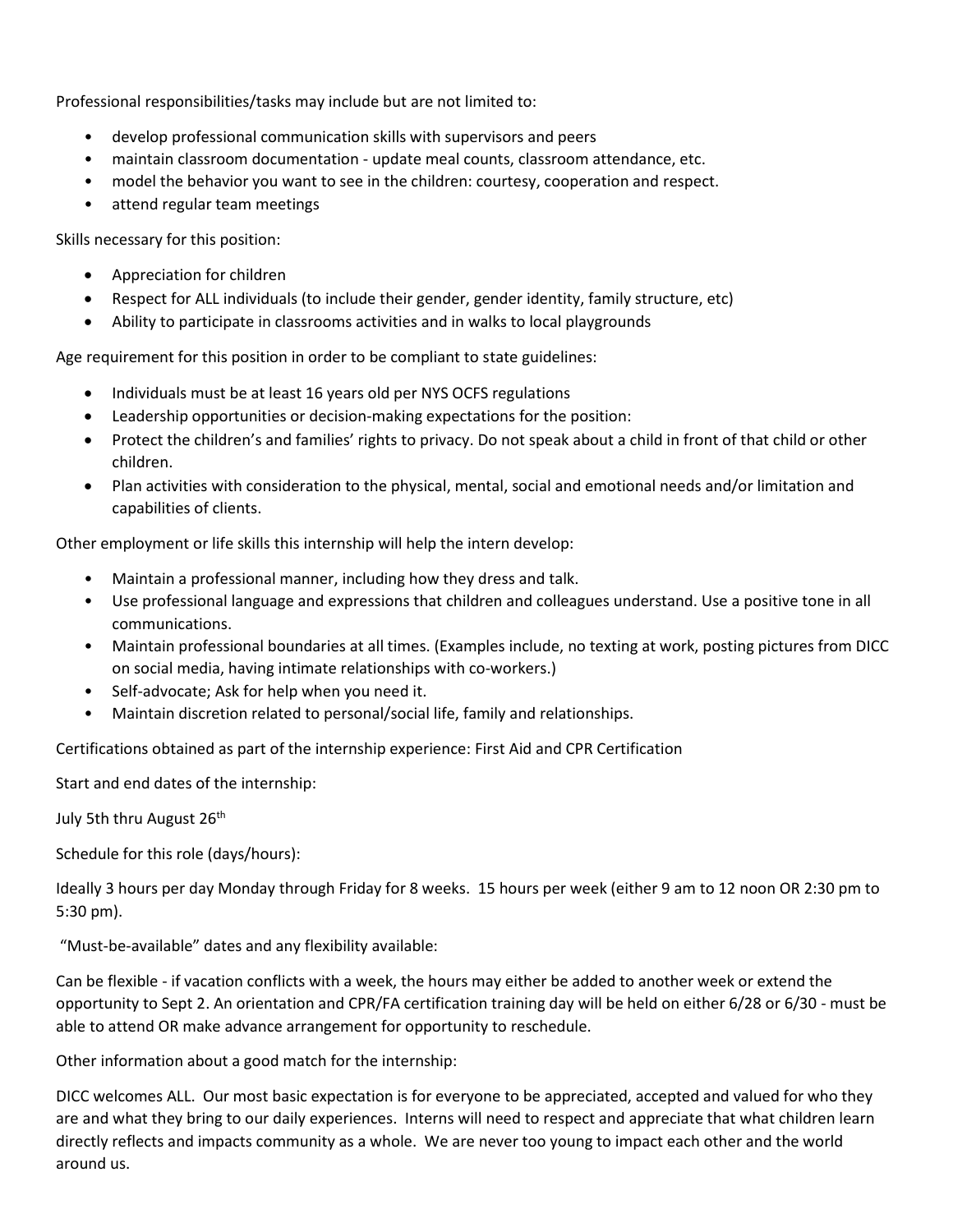Professional responsibilities/tasks may include but are not limited to:

- develop professional communication skills with supervisors and peers
- maintain classroom documentation - update meal counts, classroom attendance, etc.
- model the behavior you want to see in the children: courtesy, cooperation and respect.
- attend regular team meetings

Skills necessary for this position:

- Appreciation for children
- Respect for ALL individuals (to include their gender, gender identity, family structure, etc)
- Ability to participate in classrooms activities and in walks to local playgrounds

Age requirement for this position in order to be compliant to state guidelines:

- Individuals must be at least 16 years old per NYS OCFS regulations
- Leadership opportunities or decision-making expectations for the position:
- Protect the children's and families' rights to privacy. Do not speak about a child in front of that child or other children.
- Plan activities with consideration to the physical, mental, social and emotional needs and/or limitation and capabilities of clients.

Other employment or life skills this internship will help the intern develop:

- Maintain a professional manner, including how they dress and talk.
- Use professional language and expressions that children and colleagues understand. Use a positive tone in all communications.
- Maintain professional boundaries at all times. (Examples include, no texting at work, posting pictures from DICC on social media, having intimate relationships with co-workers.)
- Self-advocate; Ask for help when you need it.
- Maintain discretion related to personal/social life, family and relationships.

Certifications obtained as part of the internship experience: First Aid and CPR Certification

Start and end dates of the internship:

July 5th thru August 26th

Schedule for this role (days/hours):

Ideally 3 hours per day Monday through Friday for 8 weeks. 15 hours per week (either 9 am to 12 noon OR 2:30 pm to 5:30 pm).

"Must-be-available" dates and any flexibility available:

Can be flexible - if vacation conflicts with a week, the hours may either be added to another week or extend the opportunity to Sept 2. An orientation and CPR/FA certification training day will be held on either 6/28 or 6/30 - must be able to attend OR make advance arrangement for opportunity to reschedule.

Other information about a good match for the internship:

DICC welcomes ALL. Our most basic expectation is for everyone to be appreciated, accepted and valued for who they are and what they bring to our daily experiences. Interns will need to respect and appreciate that what children learn directly reflects and impacts community as a whole. We are never too young to impact each other and the world around us.